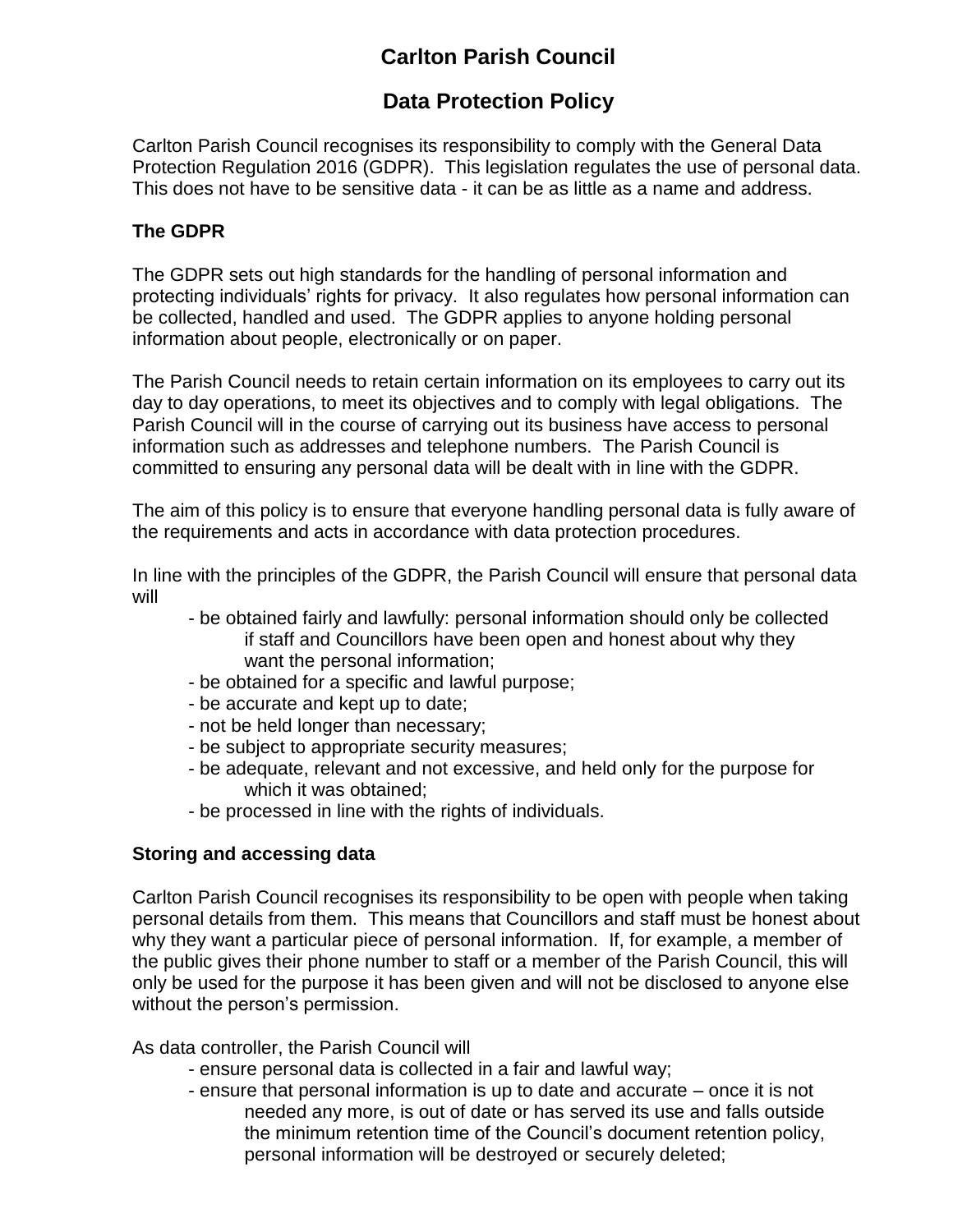# Carlton Parish Council

## Data Protection Policy

Carlton Parish Council recognises its responsibility to comply with the General Data Protection Regulation 2016 (GDPR). This legislation regulates the use of personal data. This does not have to be sensitive data - it can be as little as a name and address.

### The GDPR

The GDPR sets out high standards for the handling of personal information and protecting individuals' rights for privacy. It also regulates how personal information can be collected, handled and used. The GDPR applies to anyone holding personal information about people, electronically or on paper.

The Parish Council needs to retain certain information on its employees to carry out its day to day operations, to meet its objectives and to comply with legal obligations. The Parish Council will in the course of carrying out its business have access to personal information such as addresses and telephone numbers. The Parish Council is committed to ensuring any personal data will be dealt with in line with the GDPR.

The aim of this policy is to ensure that everyone handling personal data is fully aware of the requirements and acts in accordance with data protection procedures.

In line with the principles of the GDPR, the Parish Council will ensure that personal data will

- be obtained fairly and lawfully: personal information should only be collected if staff and Councillors have been open and honest about why they want the personal information;
- be obtained for a specific and lawful purpose;
- be accurate and kept up to date;
- not be held longer than necessary;
- be subject to appropriate security measures;
- be adequate, relevant and not excessive, and held only for the purpose for which it was obtained;
- be processed in line with the rights of individuals.

### Storing and accessing data

Carlton Parish Council recognises its responsibility to be open with people when taking personal details from them. This means that Councillors and staff must be honest about why they want a particular piece of personal information. If, for example, a member of the public gives their phone number to staff or a member of the Parish Council, this will only be used for the purpose it has been given and will not be disclosed to anyone else without the person's permission.

As data controller, the Parish Council will

- ensure personal data is collected in a fair and lawful way;
- ensure that personal information is up to date and accurate – once it is not needed any more, is out of date or has served its use and falls outside the minimum retention time of the Council's document retention policy, personal information will be destroyed or securely deleted;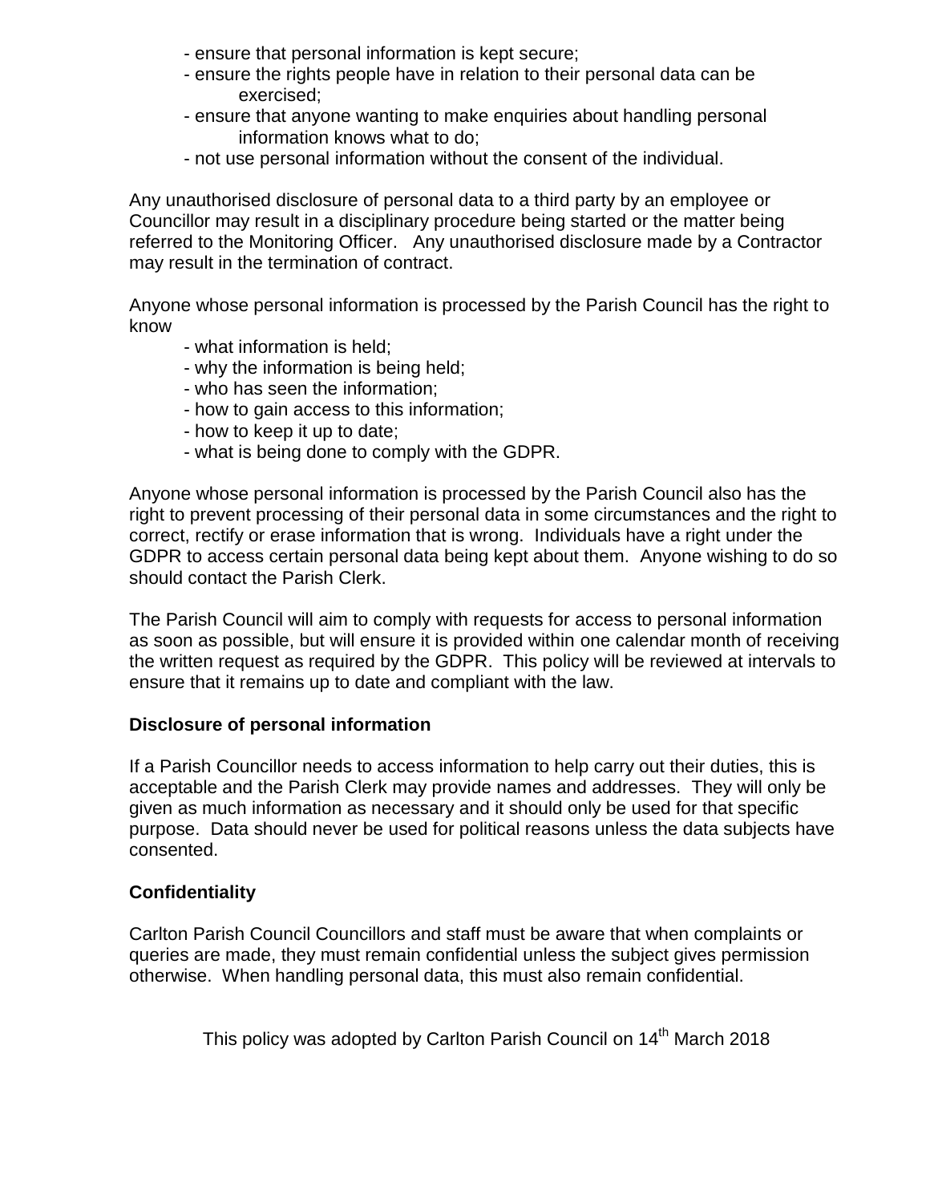- ensure that personal information is kept secure;
- ensure the rights people have in relation to their personal data can be exercised;
- ensure that anyone wanting to make enquiries about handling personal information knows what to do;
- not use personal information without the consent of the individual.

Any unauthorised disclosure of personal data to a third party by an employee or Councillor may result in a disciplinary procedure being started or the matter being referred to the Monitoring Officer. Any unauthorised disclosure made by a Contractor may result in the termination of contract.

Anyone whose personal information is processed by the Parish Council has the right to know

- what information is held;
- why the information is being held;
- who has seen the information;
- how to gain access to this information;
- how to keep it up to date;
- what is being done to comply with the GDPR.

Anyone whose personal information is processed by the Parish Council also has the right to prevent processing of their personal data in some circumstances and the right to correct, rectify or erase information that is wrong. Individuals have a right under the GDPR to access certain personal data being kept about them. Anyone wishing to do so should contact the Parish Clerk.

The Parish Council will aim to comply with requests for access to personal information as soon as possible, but will ensure it is provided within one calendar month of receiving the written request as required by the GDPR. This policy will be reviewed at intervals to ensure that it remains up to date and compliant with the law.

**Disclosure of personal information**

If a Parish Councillor needs to access information to help carry out their duties, this is acceptable and the Parish Clerk may provide names and addresses. They will only be given as much information as necessary and it should only be used for that specific purpose. Data should never be used for political reasons unless the data subjects have consented.

**Confidentiality**

Carlton Parish Council Councillors and staff must be aware that when complaints or queries are made, they must remain confidential unless the subject gives permission otherwise. When handling personal data, this must also remain confidential.

This policy was adopted by Carlton Parish Council on 14th March 2018